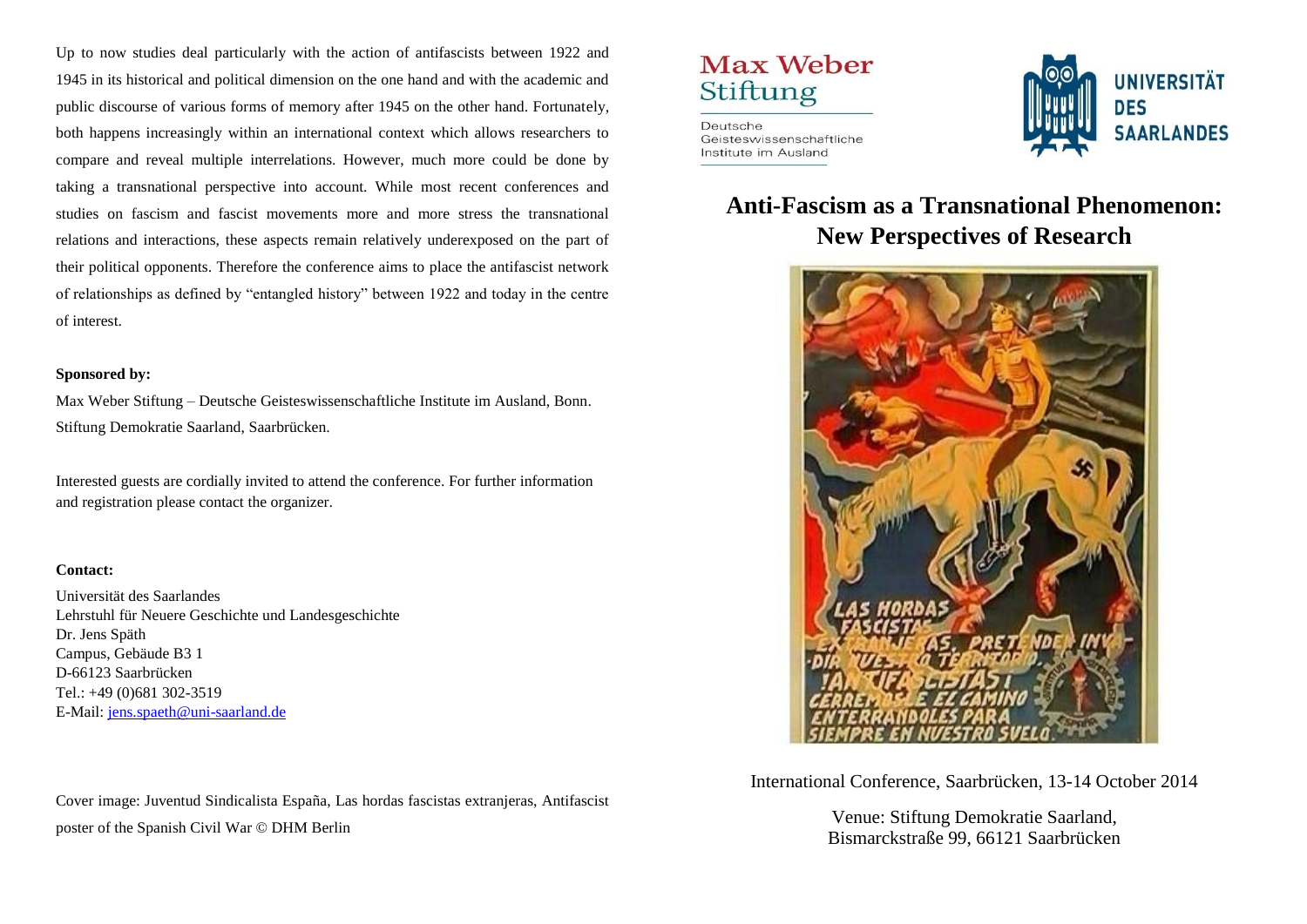Up to now studies deal particularly with the action of antifascists between 1922 and 1945 in its historical and political dimension on the one hand and with the academic and public discourse of various forms of memory after 1945 on the other hand. Fortunately, both happens increasingly within an international context which allows researchers to compare and reveal multiple interrelations. However, much more could be done by taking a transnational perspective into account. While most recent conferences and studies on fascism and fascist movements more and more stress the transnational relations and interactions, these aspects remain relatively underexposed on the part of their political opponents. Therefore the conference aims to place the antifascist network of relationships as defined by "entangled history" between 1922 and today in the centre of interest.

**Sponsored by:**

Max Weber Stiftung – Deutsche Geisteswissenschaftliche Institute im Ausland, Bonn.
Stiftung Demokratie Saarland, Saarbrücken.

Interested guests are cordially invited to attend the conference. For further information and registration please contact the organizer.

**Contact:**

Universität des Saarlandes
Lehrstuhl für Neuere Geschichte und Landesgeschichte
Dr. Jens Späth
Campus, Gebäude B3 1
D-66123 Saarbrücken
Tel.: +49 (0)681 302-3519
E-Mail: jens.spaeth@uni-saarland.de

Cover image: Juventud Sindicalista España, Las hordas fascistas extranjeras, Antifascist poster of the Spanish Civil War © DHM Berlin

Max Weber Stiftung
Deutsche Geisteswissenschaftliche Institute im Ausland

UNIVERSITÄT DES SAARLANDES

# Anti-Fascism as a Transnational Phenomenon: New Perspectives of Research

International Conference, Saarbrücken, 13-14 October 2014

Venue: Stiftung Demokratie Saarland,
Bismarckstraße 99, 66121 Saarbrücken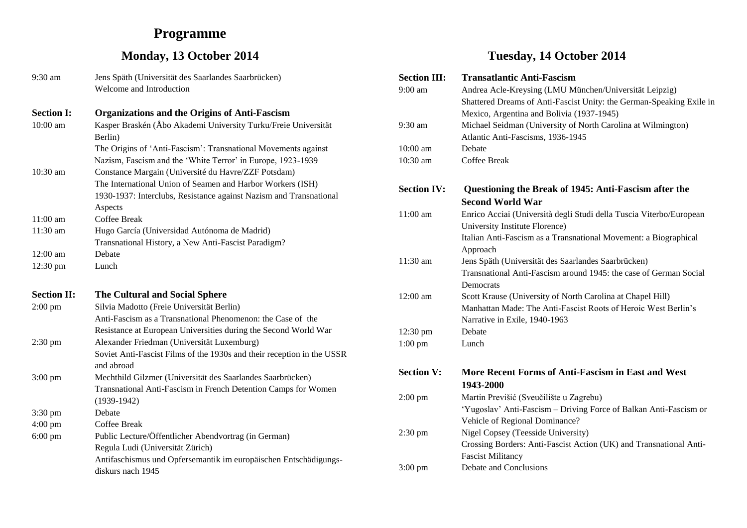# Programme

## Monday, 13 October 2014

9:30 am — Jens Späth (Universität des Saarlandes Saarbrücken)
Welcome and Introduction

### Section I: Organizations and the Origins of Anti-Fascism

10:00 am — Kasper Braskén (Åbo Akademi University Turku/Freie Universität Berlin)
The Origins of 'Anti-Fascism': Transnational Movements against Nazism, Fascism and the 'White Terror' in Europe, 1923-1939

10:30 am — Constance Margain (Université du Havre/ZZF Potsdam)
The International Union of Seamen and Harbor Workers (ISH) 1930-1937: Interclubs, Resistance against Nazism and Transnational Aspects

11:00 am — Coffee Break

11:30 am — Hugo García (Universidad Autónoma de Madrid)
Transnational History, a New Anti-Fascist Paradigm?

12:00 am — Debate

12:30 pm — Lunch

### Section II: The Cultural and Social Sphere

2:00 pm — Silvia Madotto (Freie Universität Berlin)
Anti-Fascism as a Transnational Phenomenon: the Case of the Resistance at European Universities during the Second World War

2:30 pm — Alexander Friedman (Universität Luxemburg)
Soviet Anti-Fascist Films of the 1930s and their reception in the USSR and abroad

3:00 pm — Mechthild Gilzmer (Universität des Saarlandes Saarbrücken)
Transnational Anti-Fascism in French Detention Camps for Women (1939-1942)

3:30 pm — Debate

4:00 pm — Coffee Break

6:00 pm — Public Lecture/Öffentlicher Abendvortrag (in German)
Regula Ludi (Universität Zürich)
Antifaschismus und Opfersemantik im europäischen Entschädigungs-diskurs nach 1945

## Tuesday, 14 October 2014

### Section III: Transatlantic Anti-Fascism

9:00 am — Andrea Acle-Kreysing (LMU München/Universität Leipzig)
Shattered Dreams of Anti-Fascist Unity: the German-Speaking Exile in Mexico, Argentina and Bolivia (1937-1945)

9:30 am — Michael Seidman (University of North Carolina at Wilmington)
Atlantic Anti-Fascisms, 1936-1945

10:00 am — Debate

10:30 am — Coffee Break

### Section IV: Questioning the Break of 1945: Anti-Fascism after the Second World War

11:00 am — Enrico Acciai (Università degli Studi della Tuscia Viterbo/European University Institute Florence)
Italian Anti-Fascism as a Transnational Movement: a Biographical Approach

11:30 am — Jens Späth (Universität des Saarlandes Saarbrücken)
Transnational Anti-Fascism around 1945: the case of German Social Democrats

12:00 am — Scott Krause (University of North Carolina at Chapel Hill)
Manhattan Made: The Anti-Fascist Roots of Heroic West Berlin's Narrative in Exile, 1940-1963

12:30 pm — Debate

1:00 pm — Lunch

### Section V: More Recent Forms of Anti-Fascism in East and West 1943-2000

2:00 pm — Martin Previšić (Sveučilište u Zagrebu)
'Yugoslav' Anti-Fascism – Driving Force of Balkan Anti-Fascism or Vehicle of Regional Dominance?

2:30 pm — Nigel Copsey (Teesside University)
Crossing Borders: Anti-Fascist Action (UK) and Transnational Anti-Fascist Militancy

3:00 pm — Debate and Conclusions